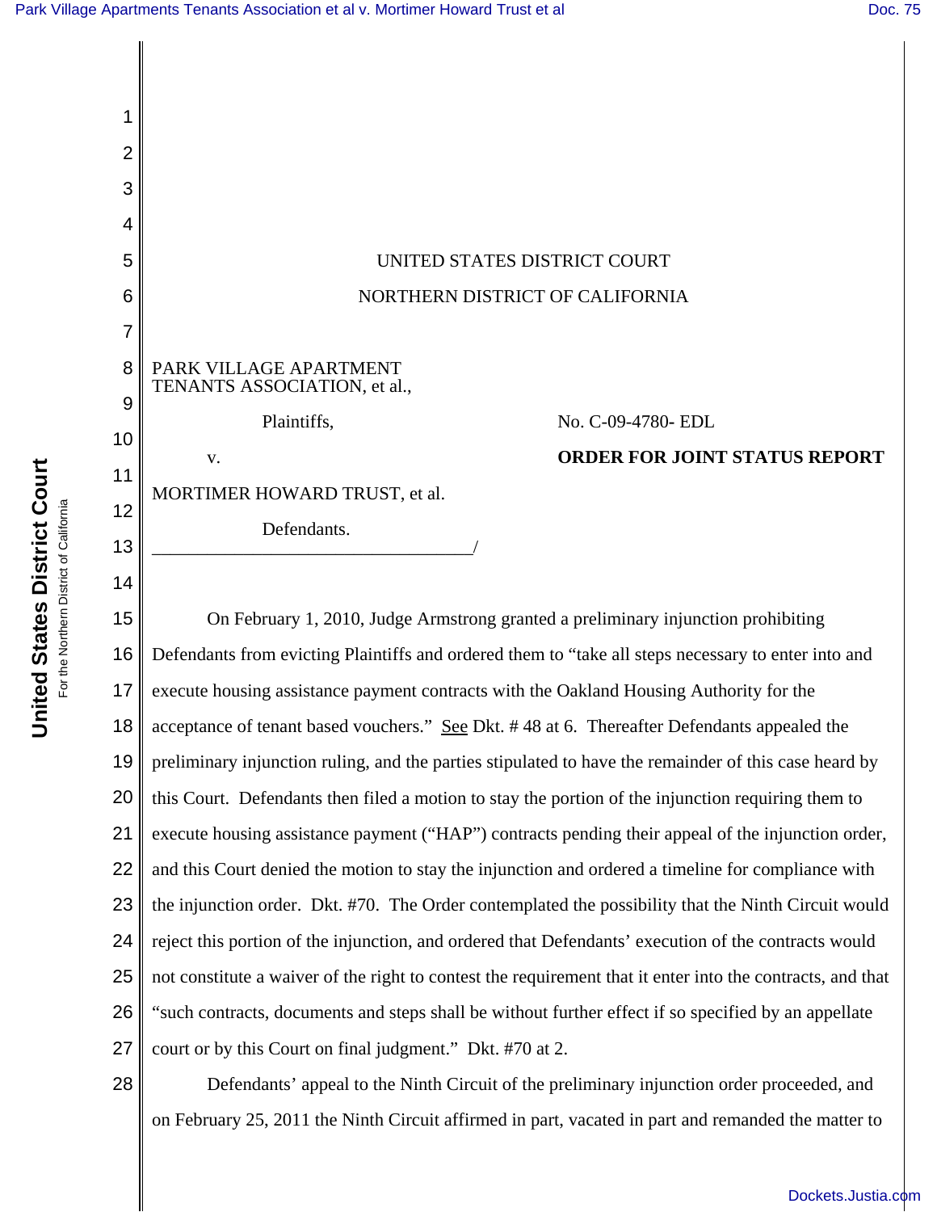UNITED STATES DISTRICT COURT

NORTHERN DISTRICT OF CALIFORNIA

PARK VILLAGE APARTMENT TENANTS ASSOCIATION, et al.,

Plaintiffs,

v.

MORTIMER HOWARD TRUST, et al.

Defendants.

\_\_\_\_\_\_\_\_\_\_\_\_\_\_\_\_\_\_\_\_\_\_\_\_\_\_\_\_\_\_\_\_\_\_\_\_/

No. C-09-4780- EDL

**ORDER FOR JOINT STATUS REPORT**

On February 1, 2010, Judge Armstrong granted a preliminary injunction prohibiting Defendants from evicting Plaintiffs and ordered them to "take all steps necessary to enter into and execute housing assistance payment contracts with the Oakland Housing Authority for the acceptance of tenant based vouchers." See Dkt. # 48 at 6. Thereafter Defendants appealed the preliminary injunction ruling, and the parties stipulated to have the remainder of this case heard by this Court. Defendants then filed a motion to stay the portion of the injunction requiring them to execute housing assistance payment ("HAP") contracts pending their appeal of the injunction order, and this Court denied the motion to stay the injunction and ordered a timeline for compliance with the injunction order. Dkt. #70. The Order contemplated the possibility that the Ninth Circuit would reject this portion of the injunction, and ordered that Defendants' execution of the contracts would not constitute a waiver of the right to contest the requirement that it enter into the contracts, and that "such contracts, documents and steps shall be without further effect if so specified by an appellate court or by this Court on final judgment." Dkt. #70 at 2.

Defendants' appeal to the Ninth Circuit of the preliminary injunction order proceeded, and on February 25, 2011 the Ninth Circuit affirmed in part, vacated in part and remanded the matter to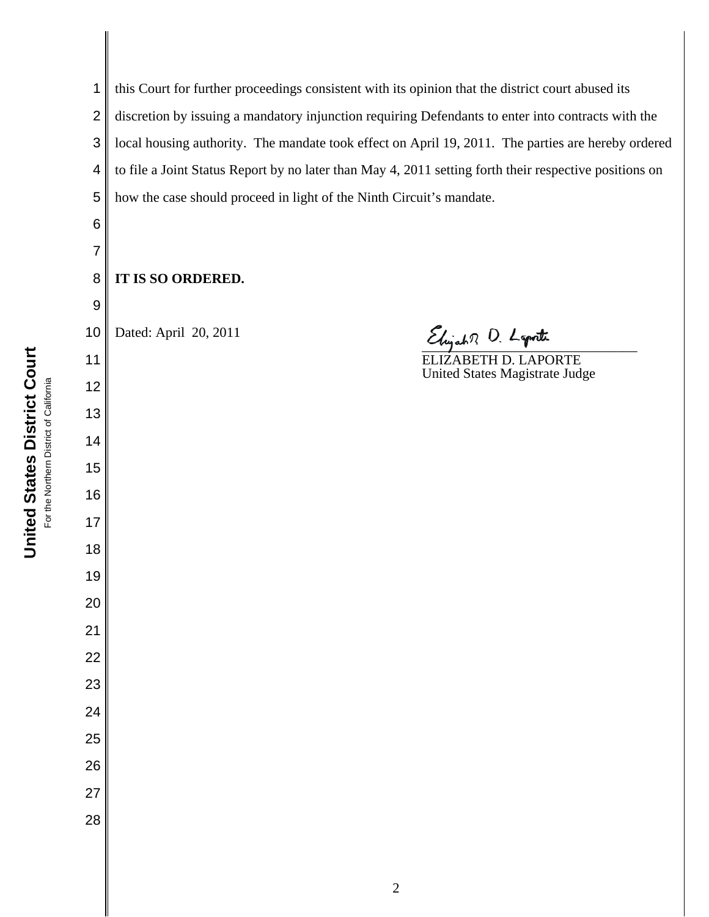this Court for further proceedings consistent with its opinion that the district court abused its discretion by issuing a mandatory injunction requiring Defendants to enter into contracts with the local housing authority. The mandate took effect on April 19, 2011. The parties are hereby ordered to file a Joint Status Report by no later than May 4, 2011 setting forth their respective positions on how the case should proceed in light of the Ninth Circuit's mandate.

**IT IS SO ORDERED.**

Dated: April 20, 2011

ELIZABETH D. LAPORTE
United States Magistrate Judge